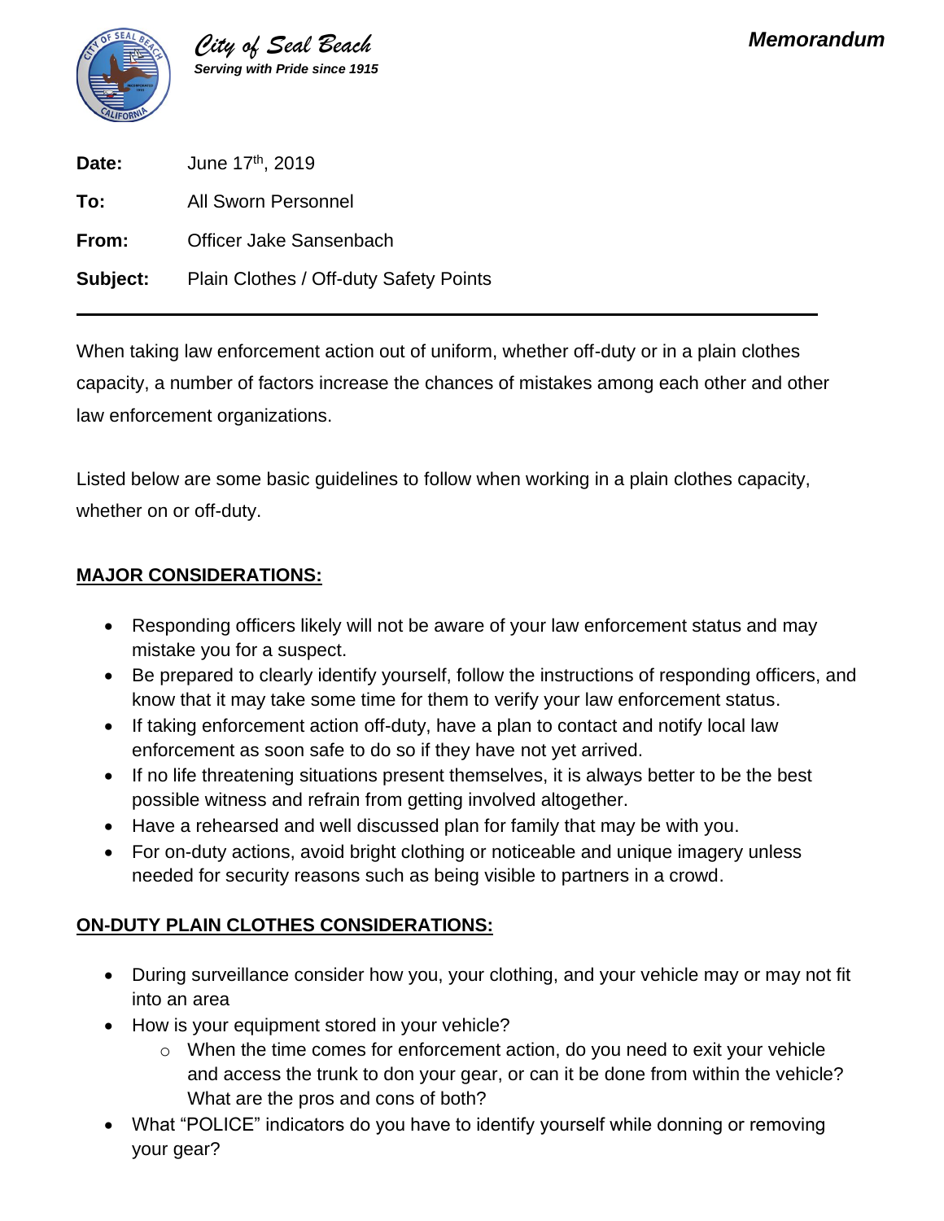**City of Seal Beach**
***Serving with Pride since 1915***

***Memorandum***

| | |
|---|---|
| **Date:** | June 17th, 2019 |
| **To:** | All Sworn Personnel |
| **From:** | Officer Jake Sansenbach |
| **Subject:** | Plain Clothes / Off-duty Safety Points |

---

When taking law enforcement action out of uniform, whether off-duty or in a plain clothes capacity, a number of factors increase the chances of mistakes among each other and other law enforcement organizations.

Listed below are some basic guidelines to follow when working in a plain clothes capacity, whether on or off-duty.

**MAJOR CONSIDERATIONS:**

- Responding officers likely will not be aware of your law enforcement status and may mistake you for a suspect.
- Be prepared to clearly identify yourself, follow the instructions of responding officers, and know that it may take some time for them to verify your law enforcement status.
- If taking enforcement action off-duty, have a plan to contact and notify local law enforcement as soon safe to do so if they have not yet arrived.
- If no life threatening situations present themselves, it is always better to be the best possible witness and refrain from getting involved altogether.
- Have a rehearsed and well discussed plan for family that may be with you.
- For on-duty actions, avoid bright clothing or noticeable and unique imagery unless needed for security reasons such as being visible to partners in a crowd.

**ON-DUTY PLAIN CLOTHES CONSIDERATIONS:**

- During surveillance consider how you, your clothing, and your vehicle may or may not fit into an area
- How is your equipment stored in your vehicle?
  - When the time comes for enforcement action, do you need to exit your vehicle and access the trunk to don your gear, or can it be done from within the vehicle? What are the pros and cons of both?
- What "POLICE" indicators do you have to identify yourself while donning or removing your gear?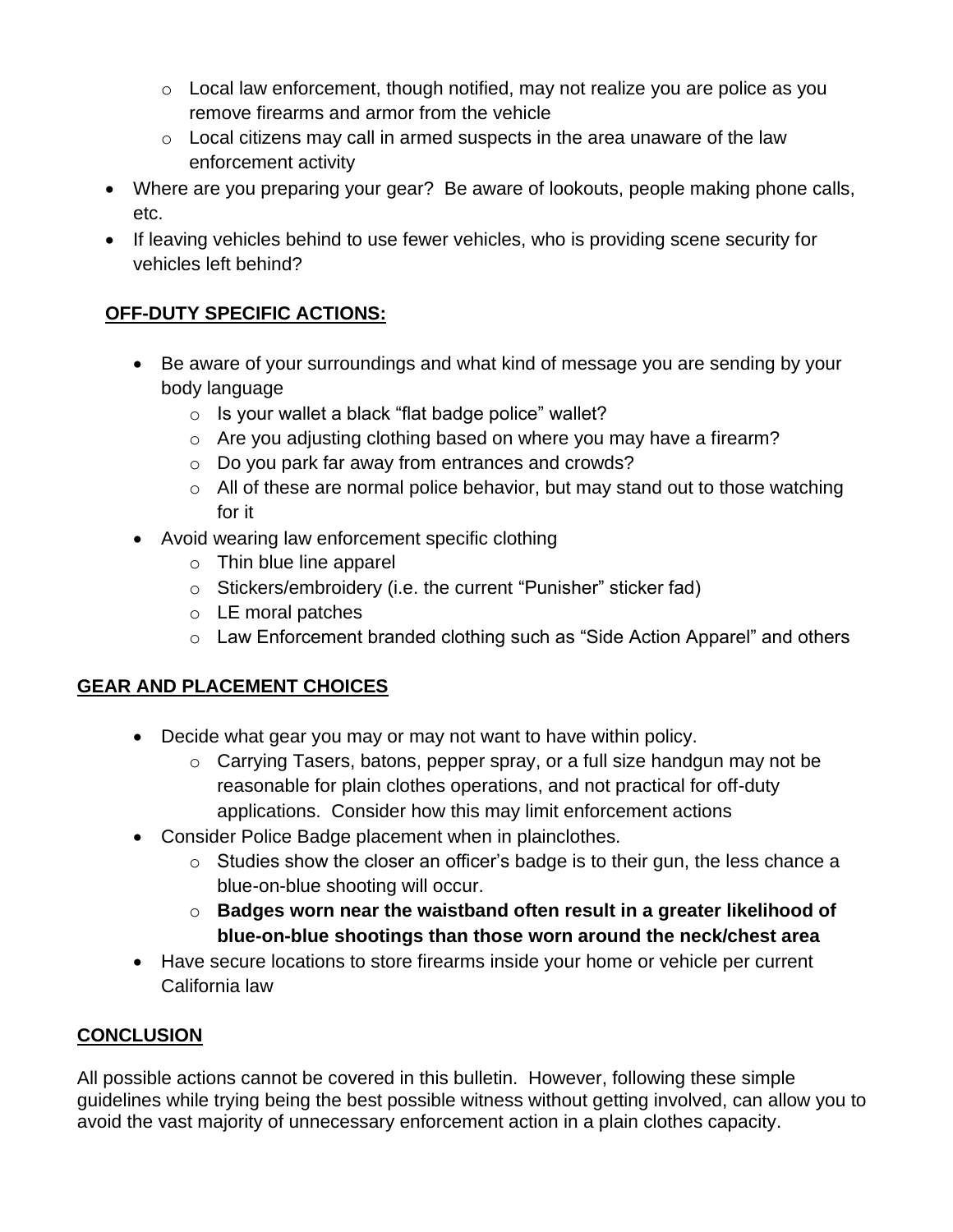- Local law enforcement, though notified, may not realize you are police as you remove firearms and armor from the vehicle
  - Local citizens may call in armed suspects in the area unaware of the law enforcement activity
- Where are you preparing your gear? Be aware of lookouts, people making phone calls, etc.
- If leaving vehicles behind to use fewer vehicles, who is providing scene security for vehicles left behind?

**OFF-DUTY SPECIFIC ACTIONS:**

- Be aware of your surroundings and what kind of message you are sending by your body language
  - Is your wallet a black "flat badge police" wallet?
  - Are you adjusting clothing based on where you may have a firearm?
  - Do you park far away from entrances and crowds?
  - All of these are normal police behavior, but may stand out to those watching for it
- Avoid wearing law enforcement specific clothing
  - Thin blue line apparel
  - Stickers/embroidery (i.e. the current "Punisher" sticker fad)
  - LE moral patches
  - Law Enforcement branded clothing such as "Side Action Apparel" and others

**GEAR AND PLACEMENT CHOICES**

- Decide what gear you may or may not want to have within policy.
  - Carrying Tasers, batons, pepper spray, or a full size handgun may not be reasonable for plain clothes operations, and not practical for off-duty applications. Consider how this may limit enforcement actions
- Consider Police Badge placement when in plainclothes.
  - Studies show the closer an officer's badge is to their gun, the less chance a blue-on-blue shooting will occur.
  - **Badges worn near the waistband often result in a greater likelihood of blue-on-blue shootings than those worn around the neck/chest area**
- Have secure locations to store firearms inside your home or vehicle per current California law

**CONCLUSION**

All possible actions cannot be covered in this bulletin. However, following these simple guidelines while trying being the best possible witness without getting involved, can allow you to avoid the vast majority of unnecessary enforcement action in a plain clothes capacity.